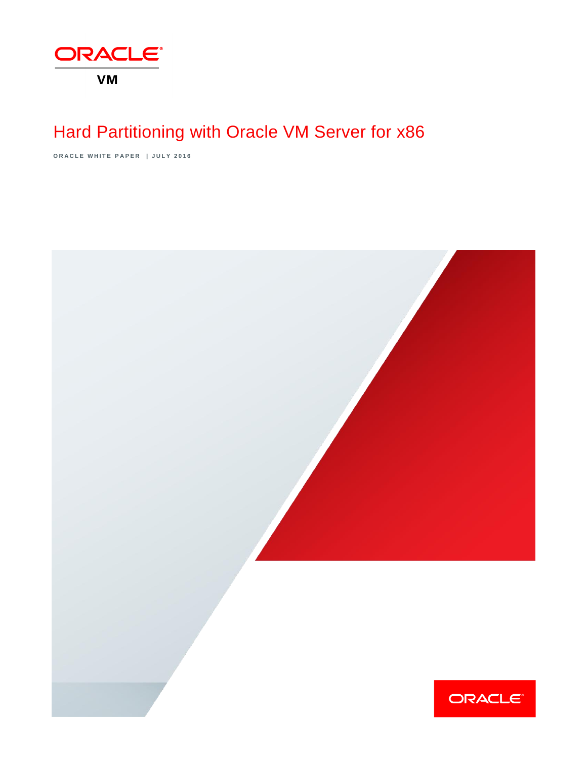ORACLE

VM

# Hard Partitioning with Oracle VM Server for x86

ORACLE WHITE PAPER | JULY 2016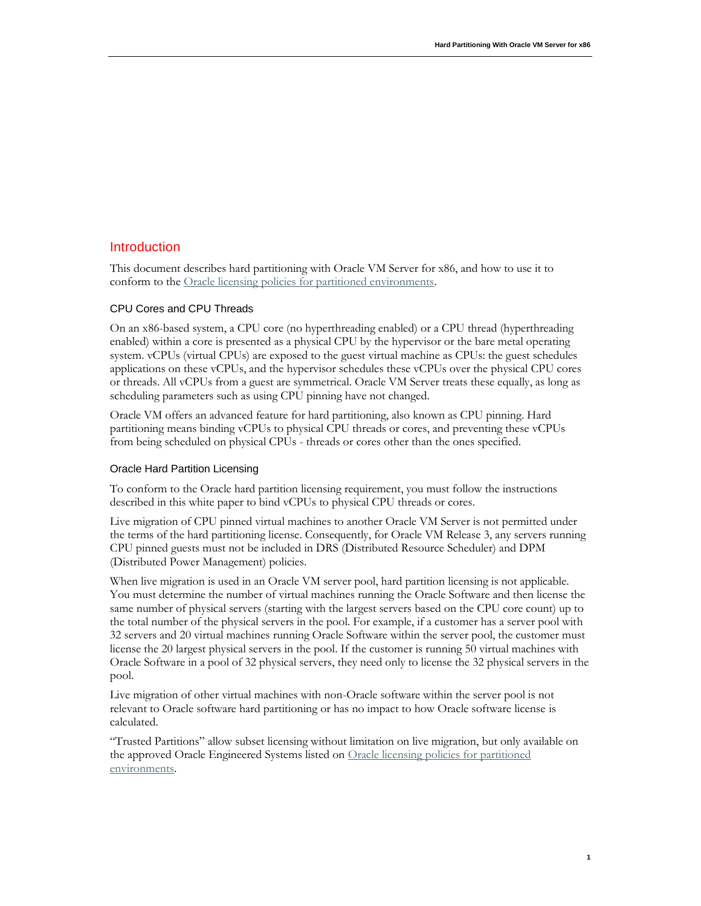## Introduction

This document describes hard partitioning with Oracle VM Server for x86, and how to use it to conform to the Oracle licensing policies for partitioned environments.

### CPU Cores and CPU Threads

On an x86-based system, a CPU core (no hyperthreading enabled) or a CPU thread (hyperthreading enabled) within a core is presented as a physical CPU by the hypervisor or the bare metal operating system. vCPUs (virtual CPUs) are exposed to the guest virtual machine as CPUs: the guest schedules applications on these vCPUs, and the hypervisor schedules these vCPUs over the physical CPU cores or threads. All vCPUs from a guest are symmetrical. Oracle VM Server treats these equally, as long as scheduling parameters such as using CPU pinning have not changed.

Oracle VM offers an advanced feature for hard partitioning, also known as CPU pinning. Hard partitioning means binding vCPUs to physical CPU threads or cores, and preventing these vCPUs from being scheduled on physical CPUs - threads or cores other than the ones specified.

### Oracle Hard Partition Licensing

To conform to the Oracle hard partition licensing requirement, you must follow the instructions described in this white paper to bind vCPUs to physical CPU threads or cores.

Live migration of CPU pinned virtual machines to another Oracle VM Server is not permitted under the terms of the hard partitioning license. Consequently, for Oracle VM Release 3, any servers running CPU pinned guests must not be included in DRS (Distributed Resource Scheduler) and DPM (Distributed Power Management) policies.

When live migration is used in an Oracle VM server pool, hard partition licensing is not applicable. You must determine the number of virtual machines running the Oracle Software and then license the same number of physical servers (starting with the largest servers based on the CPU core count) up to the total number of the physical servers in the pool. For example, if a customer has a server pool with 32 servers and 20 virtual machines running Oracle Software within the server pool, the customer must license the 20 largest physical servers in the pool. If the customer is running 50 virtual machines with Oracle Software in a pool of 32 physical servers, they need only to license the 32 physical servers in the pool.

Live migration of other virtual machines with non-Oracle software within the server pool is not relevant to Oracle software hard partitioning or has no impact to how Oracle software license is calculated.

“Trusted Partitions” allow subset licensing without limitation on live migration, but only available on the approved Oracle Engineered Systems listed on Oracle licensing policies for partitioned environments.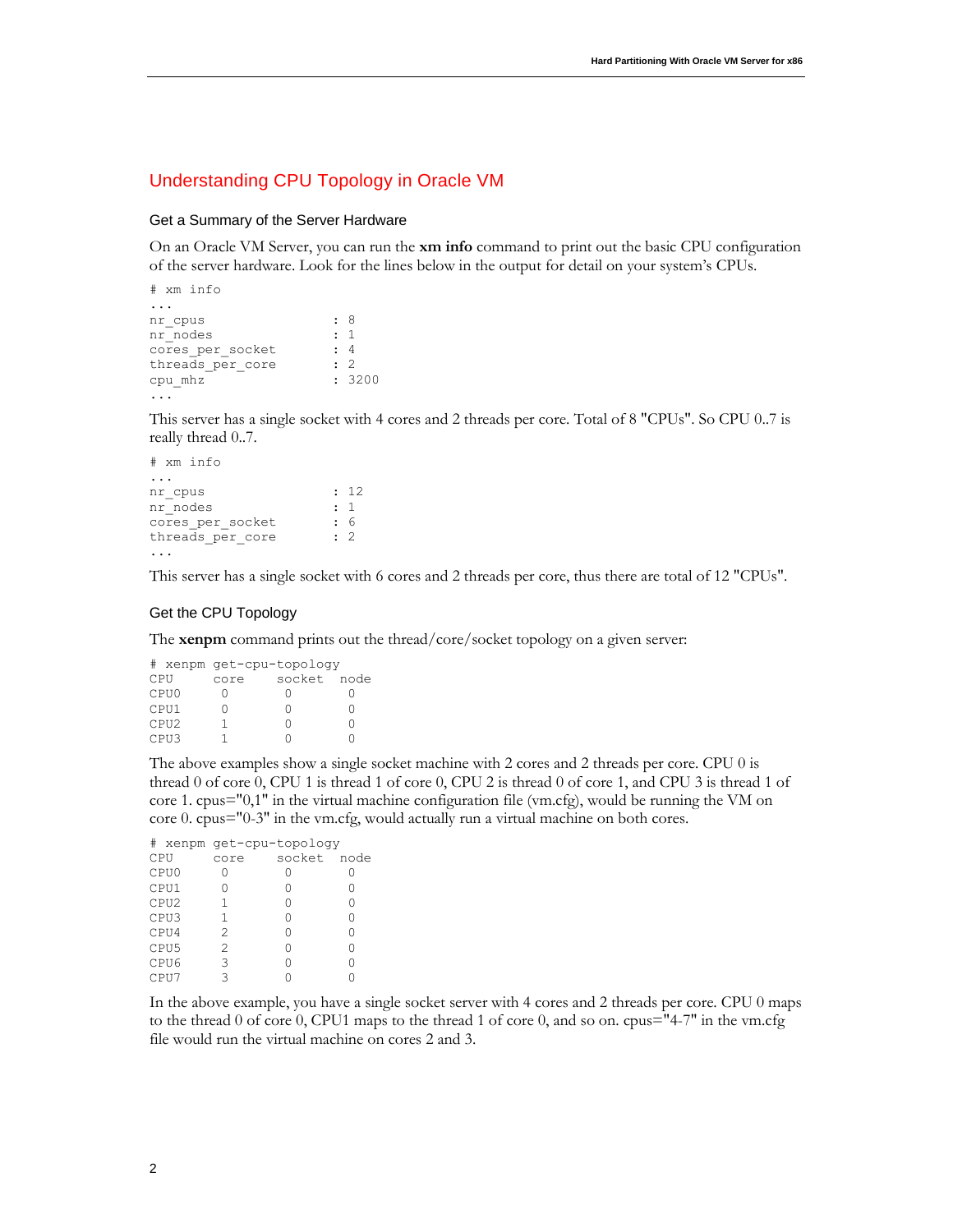## Understanding CPU Topology in Oracle VM

### Get a Summary of the Server Hardware

On an Oracle VM Server, you can run the **xm info** command to print out the basic CPU configuration of the server hardware. Look for the lines below in the output for detail on your system's CPUs.

```
# xm info
...
nr_cpus                 : 8
nr_nodes                : 1
cores_per_socket        : 4
threads_per_core        : 2
cpu_mhz                 : 3200
...
```

This server has a single socket with 4 cores and 2 threads per core. Total of 8 "CPUs". So CPU 0..7 is really thread 0..7.

```
# xm info
...
nr_cpus                 : 12
nr_nodes                : 1
cores_per_socket        : 6
threads_per_core        : 2
...
```

This server has a single socket with 6 cores and 2 threads per core, thus there are total of 12 "CPUs".

### Get the CPU Topology

The **xenpm** command prints out the thread/core/socket topology on a given server:

```
# xenpm get-cpu-topology
CPU     core    socket  node
CPU0     0       0       0
CPU1     0       0       0
CPU2     1       0       0
CPU3     1       0       0
```

The above examples show a single socket machine with 2 cores and 2 threads per core. CPU 0 is thread 0 of core 0, CPU 1 is thread 1 of core 0, CPU 2 is thread 0 of core 1, and CPU 3 is thread 1 of core 1. cpus="0,1" in the virtual machine configuration file (vm.cfg), would be running the VM on core 0. cpus="0-3" in the vm.cfg, would actually run a virtual machine on both cores.

```
# xenpm get-cpu-topology
CPU     core    socket  node
CPU0     0       0       0
CPU1     0       0       0
CPU2     1       0       0
CPU3     1       0       0
CPU4     2       0       0
CPU5     2       0       0
CPU6     3       0       0
CPU7     3       0       0
```

In the above example, you have a single socket server with 4 cores and 2 threads per core. CPU 0 maps to the thread 0 of core 0, CPU1 maps to the thread 1 of core 0, and so on. cpus="4-7" in the vm.cfg file would run the virtual machine on cores 2 and 3.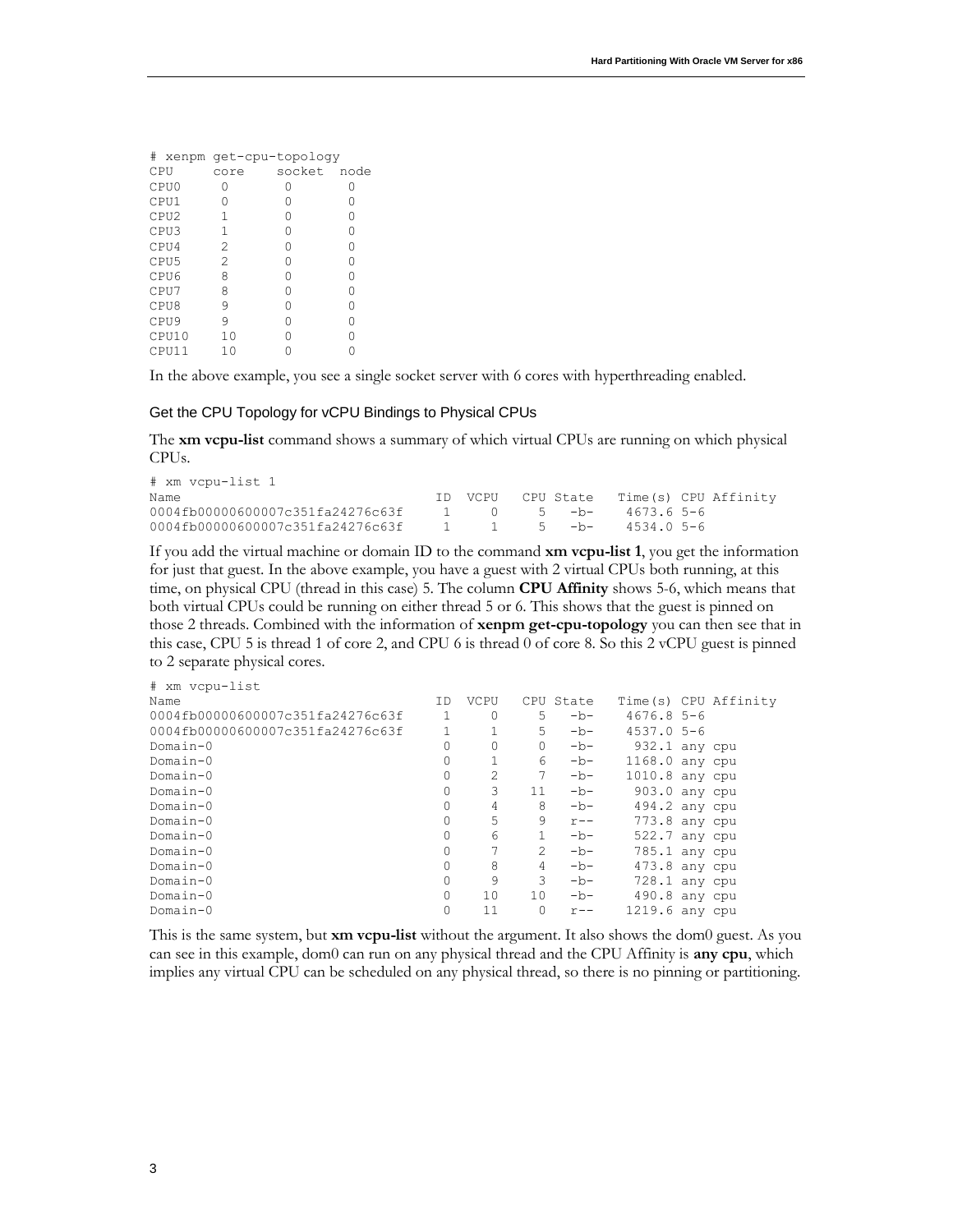```
# xenpm get-cpu-topology
CPU     core    socket  node
CPU0     0       0       0
CPU1     0       0       0
CPU2     1       0       0
CPU3     1       0       0
CPU4     2       0       0
CPU5     2       0       0
CPU6     8       0       0
CPU7     8       0       0
CPU8     9       0       0
CPU9     9       0       0
CPU10    10      0       0
CPU11    10      0       0
```

In the above example, you see a single socket server with 6 cores with hyperthreading enabled.

### Get the CPU Topology for vCPU Bindings to Physical CPUs

The **xm vcpu-list** command shows a summary of which virtual CPUs are running on which physical CPUs.

```
# xm vcpu-list 1
Name                              ID  VCPU   CPU State   Time(s) CPU Affinity
0004fb00000600007c351fa24276c63f   1     0     5   -b-    4673.6 5-6
0004fb00000600007c351fa24276c63f   1     1     5   -b-    4534.0 5-6
```

If you add the virtual machine or domain ID to the command **xm vcpu-list 1**, you get the information for just that guest. In the above example, you have a guest with 2 virtual CPUs both running, at this time, on physical CPU (thread in this case) 5. The column **CPU Affinity** shows 5-6, which means that both virtual CPUs could be running on either thread 5 or 6. This shows that the guest is pinned on those 2 threads. Combined with the information of **xenpm get-cpu-topology** you can then see that in this case, CPU 5 is thread 1 of core 2, and CPU 6 is thread 0 of core 8. So this 2 vCPU guest is pinned to 2 separate physical cores.

```
# xm vcpu-list
Name                              ID  VCPU   CPU State   Time(s) CPU Affinity
0004fb00000600007c351fa24276c63f   1     0     5   -b-    4676.8 5-6
0004fb00000600007c351fa24276c63f   1     1     5   -b-    4537.0 5-6
Domain-0                           0     0     0   -b-     932.1 any cpu
Domain-0                           0     1     6   -b-    1168.0 any cpu
Domain-0                           0     2     7   -b-    1010.8 any cpu
Domain-0                           0     3    11   -b-     903.0 any cpu
Domain-0                           0     4     8   -b-     494.2 any cpu
Domain-0                           0     5     9   r--     773.8 any cpu
Domain-0                           0     6     1   -b-     522.7 any cpu
Domain-0                           0     7     2   -b-     785.1 any cpu
Domain-0                           0     8     4   -b-     473.8 any cpu
Domain-0                           0     9     3   -b-     728.1 any cpu
Domain-0                           0    10    10   -b-     490.8 any cpu
Domain-0                           0    11     0   r--    1219.6 any cpu
```

This is the same system, but **xm vcpu-list** without the argument. It also shows the dom0 guest. As you can see in this example, dom0 can run on any physical thread and the CPU Affinity is **any cpu**, which implies any virtual CPU can be scheduled on any physical thread, so there is no pinning or partitioning.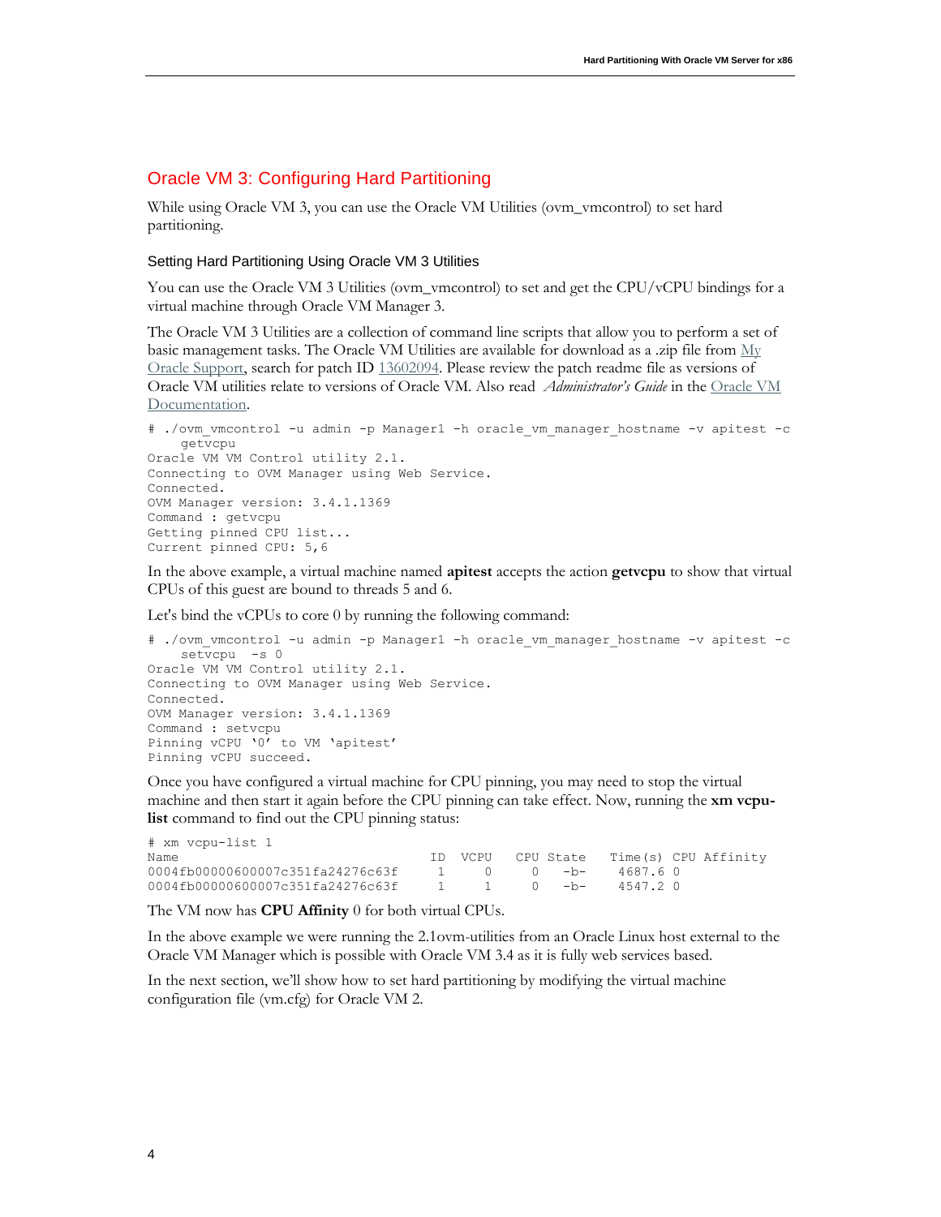## Oracle VM 3: Configuring Hard Partitioning

While using Oracle VM 3, you can use the Oracle VM Utilities (ovm_vmcontrol) to set hard partitioning.

### Setting Hard Partitioning Using Oracle VM 3 Utilities

You can use the Oracle VM 3 Utilities (ovm_vmcontrol) to set and get the CPU/vCPU bindings for a virtual machine through Oracle VM Manager 3.

The Oracle VM 3 Utilities are a collection of command line scripts that allow you to perform a set of basic management tasks. The Oracle VM Utilities are available for download as a .zip file from My Oracle Support, search for patch ID 13602094. Please review the patch readme file as versions of Oracle VM utilities relate to versions of Oracle VM. Also read *Administrator's Guide* in the Oracle VM Documentation.

```
# ./ovm_vmcontrol -u admin -p Manager1 -h oracle_vm_manager_hostname -v apitest -c
    getvcpu
Oracle VM VM Control utility 2.1.
Connecting to OVM Manager using Web Service.
Connected.
OVM Manager version: 3.4.1.1369
Command : getvcpu
Getting pinned CPU list...
Current pinned CPU: 5,6
```

In the above example, a virtual machine named **apitest** accepts the action **getvcpu** to show that virtual CPUs of this guest are bound to threads 5 and 6.

Let's bind the vCPUs to core 0 by running the following command:

```
# ./ovm_vmcontrol -u admin -p Manager1 -h oracle_vm_manager_hostname -v apitest -c
    setvcpu  -s 0
Oracle VM VM Control utility 2.1.
Connecting to OVM Manager using Web Service.
Connected.
OVM Manager version: 3.4.1.1369
Command : setvcpu
Pinning vCPU '0' to VM 'apitest'
Pinning vCPU succeed.
```

Once you have configured a virtual machine for CPU pinning, you may need to stop the virtual machine and then start it again before the CPU pinning can take effect. Now, running the **xm vcpu-list** command to find out the CPU pinning status:

```
# xm vcpu-list 1
Name                              ID  VCPU   CPU State   Time(s) CPU Affinity
0004fb00000600007c351fa24276c63f   1     0     0   -b-    4687.6 0
0004fb00000600007c351fa24276c63f   1     1     0   -b-    4547.2 0
```

The VM now has **CPU Affinity** 0 for both virtual CPUs.

In the above example we were running the 2.1ovm-utilities from an Oracle Linux host external to the Oracle VM Manager which is possible with Oracle VM 3.4 as it is fully web services based.

In the next section, we'll show how to set hard partitioning by modifying the virtual machine configuration file (vm.cfg) for Oracle VM 2.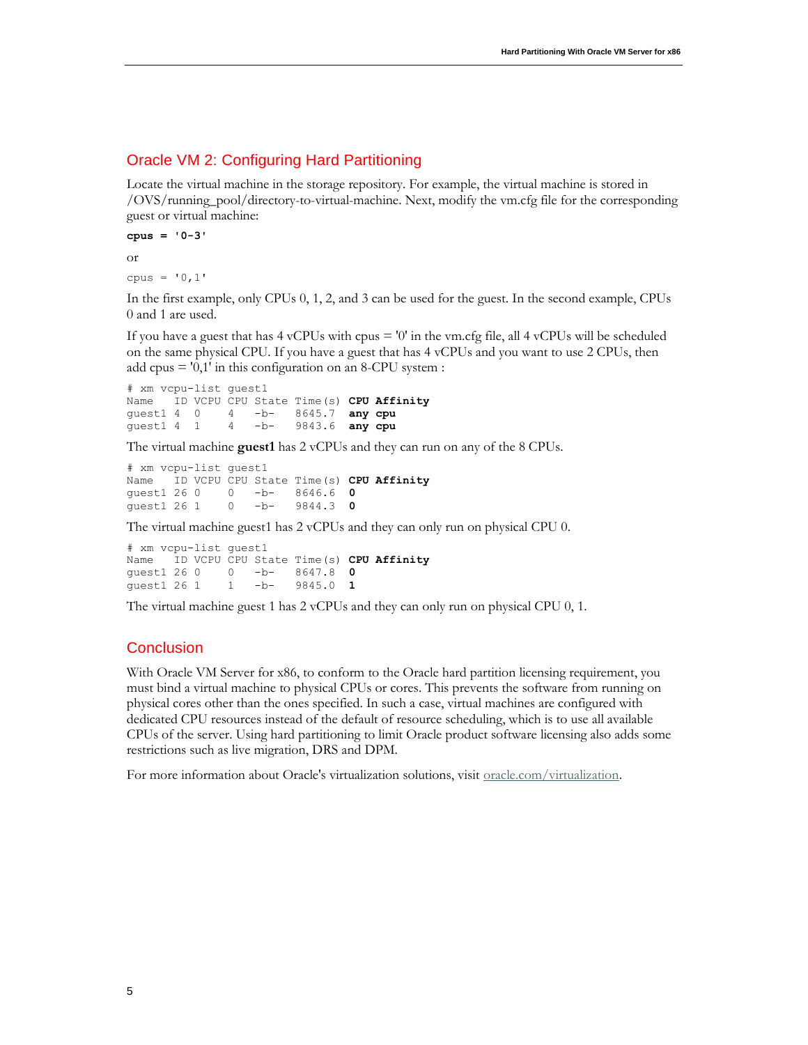## Oracle VM 2: Configuring Hard Partitioning

Locate the virtual machine in the storage repository. For example, the virtual machine is stored in /OVS/running_pool/directory-to-virtual-machine. Next, modify the vm.cfg file for the corresponding guest or virtual machine:

```
cpus = '0-3'
```

or

```
cpus = '0,1'
```

In the first example, only CPUs 0, 1, 2, and 3 can be used for the guest. In the second example, CPUs 0 and 1 are used.

If you have a guest that has 4 vCPUs with cpus = '0' in the vm.cfg file, all 4 vCPUs will be scheduled on the same physical CPU. If you have a guest that has 4 vCPUs and you want to use 2 CPUs, then add cpus = '0,1' in this configuration on an 8-CPU system :

```
# xm vcpu-list guest1
Name   ID VCPU CPU State Time(s) CPU Affinity
guest1 4  0    4   -b-   8645.7  any cpu
guest1 4  1    4   -b-   9843.6  any cpu
```

The virtual machine **guest1** has 2 vCPUs and they can run on any of the 8 CPUs.

```
# xm vcpu-list guest1
Name   ID VCPU CPU State Time(s) CPU Affinity
guest1 26 0    0   -b-   8646.6  0
guest1 26 1    0   -b-   9844.3  0
```

The virtual machine guest1 has 2 vCPUs and they can only run on physical CPU 0.

```
# xm vcpu-list guest1
Name   ID VCPU CPU State Time(s) CPU Affinity
guest1 26 0    0   -b-   8647.8  0
guest1 26 1    1   -b-   9845.0  1
```

The virtual machine guest 1 has 2 vCPUs and they can only run on physical CPU 0, 1.

## Conclusion

With Oracle VM Server for x86, to conform to the Oracle hard partition licensing requirement, you must bind a virtual machine to physical CPUs or cores. This prevents the software from running on physical cores other than the ones specified. In such a case, virtual machines are configured with dedicated CPU resources instead of the default of resource scheduling, which is to use all available CPUs of the server. Using hard partitioning to limit Oracle product software licensing also adds some restrictions such as live migration, DRS and DPM.

For more information about Oracle's virtualization solutions, visit oracle.com/virtualization.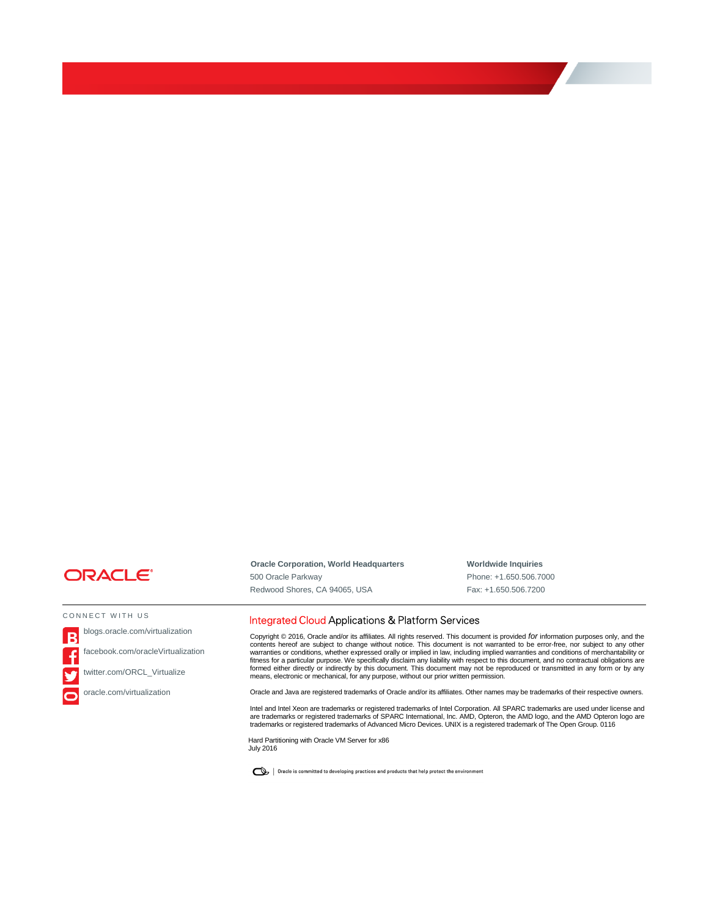ORACLE

**Oracle Corporation, World Headquarters**
500 Oracle Parkway
Redwood Shores, CA 94065, USA

**Worldwide Inquiries**
Phone: +1.650.506.7000
Fax: +1.650.506.7200

CONNECT WITH US

blogs.oracle.com/virtualization

facebook.com/oracleVirtualization

twitter.com/ORCL_Virtualize

oracle.com/virtualization

Integrated Cloud Applications & Platform Services

Copyright © 2016, Oracle and/or its affiliates. All rights reserved. This document is provided *for* information purposes only, and the contents hereof are subject to change without notice. This document is not warranted to be error-free, nor subject to any other warranties or conditions, whether expressed orally or implied in law, including implied warranties and conditions of merchantability or fitness for a particular purpose. We specifically disclaim any liability with respect to this document, and no contractual obligations are formed either directly or indirectly by this document. This document may not be reproduced or transmitted in any form or by any means, electronic or mechanical, for any purpose, without our prior written permission.

Oracle and Java are registered trademarks of Oracle and/or its affiliates. Other names may be trademarks of their respective owners.

Intel and Intel Xeon are trademarks or registered trademarks of Intel Corporation. All SPARC trademarks are used under license and are trademarks or registered trademarks of SPARC International, Inc. AMD, Opteron, the AMD logo, and the AMD Opteron logo are trademarks or registered trademarks of Advanced Micro Devices. UNIX is a registered trademark of The Open Group. 0116

Hard Partitioning with Oracle VM Server for x86
July 2016

Oracle is committed to developing practices and products that help protect the environment